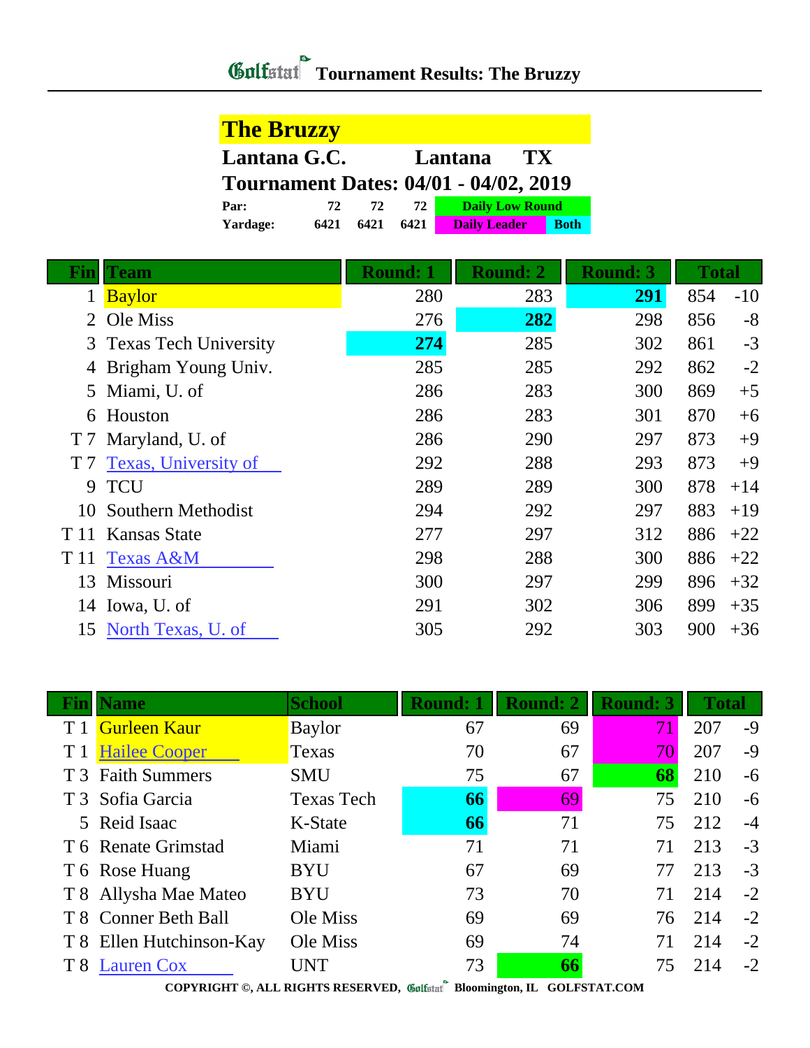# Golfstat Tournament Results: The Bruzzy

## The Bruzzy

**Lantana G.C. Lantana TX**

**Tournament Dates: 04/01 - 04/02, 2019**

| | | | |
|---|---|---|---|
| **Par:** | 72 | 72 | 72 |
| **Yardage:** | 6421 | 6421 | 6421 |

Daily Low Round | Daily Leader | Both

| Fin | Team | Round: 1 | Round: 2 | Round: 3 | Total | |
|---|---|---|---|---|---|---|
| 1 | Baylor | 280 | 283 | **291** | 854 | -10 |
| 2 | Ole Miss | 276 | **282** | 298 | 856 | -8 |
| 3 | Texas Tech University | **274** | 285 | 302 | 861 | -3 |
| 4 | Brigham Young Univ. | 285 | 285 | 292 | 862 | -2 |
| 5 | Miami, U. of | 286 | 283 | 300 | 869 | +5 |
| 6 | Houston | 286 | 283 | 301 | 870 | +6 |
| T 7 | Maryland, U. of | 286 | 290 | 297 | 873 | +9 |
| T 7 | Texas, University of | 292 | 288 | 293 | 873 | +9 |
| 9 | TCU | 289 | 289 | 300 | 878 | +14 |
| 10 | Southern Methodist | 294 | 292 | 297 | 883 | +19 |
| T 11 | Kansas State | 277 | 297 | 312 | 886 | +22 |
| T 11 | Texas A&M | 298 | 288 | 300 | 886 | +22 |
| 13 | Missouri | 300 | 297 | 299 | 896 | +32 |
| 14 | Iowa, U. of | 291 | 302 | 306 | 899 | +35 |
| 15 | North Texas, U. of | 305 | 292 | 303 | 900 | +36 |

| Fin | Name | School | Round: 1 | Round: 2 | Round: 3 | Total | |
|---|---|---|---|---|---|---|---|
| T 1 | Gurleen Kaur | Baylor | 67 | 69 | 71 | 207 | -9 |
| T 1 | Hailee Cooper | Texas | 70 | 67 | 70 | 207 | -9 |
| T 3 | Faith Summers | SMU | 75 | 67 | **68** | 210 | -6 |
| T 3 | Sofia Garcia | Texas Tech | **66** | 69 | 75 | 210 | -6 |
| 5 | Reid Isaac | K-State | **66** | 71 | 75 | 212 | -4 |
| T 6 | Renate Grimstad | Miami | 71 | 71 | 71 | 213 | -3 |
| T 6 | Rose Huang | BYU | 67 | 69 | 77 | 213 | -3 |
| T 8 | Allysha Mae Mateo | BYU | 73 | 70 | 71 | 214 | -2 |
| T 8 | Conner Beth Ball | Ole Miss | 69 | 69 | 76 | 214 | -2 |
| T 8 | Ellen Hutchinson-Kay | Ole Miss | 69 | 74 | 71 | 214 | -2 |
| T 8 | Lauren Cox | UNT | 73 | **66** | 75 | 214 | -2 |

COPYRIGHT ©, ALL RIGHTS RESERVED, Golfstat Bloomington, IL GOLFSTAT.COM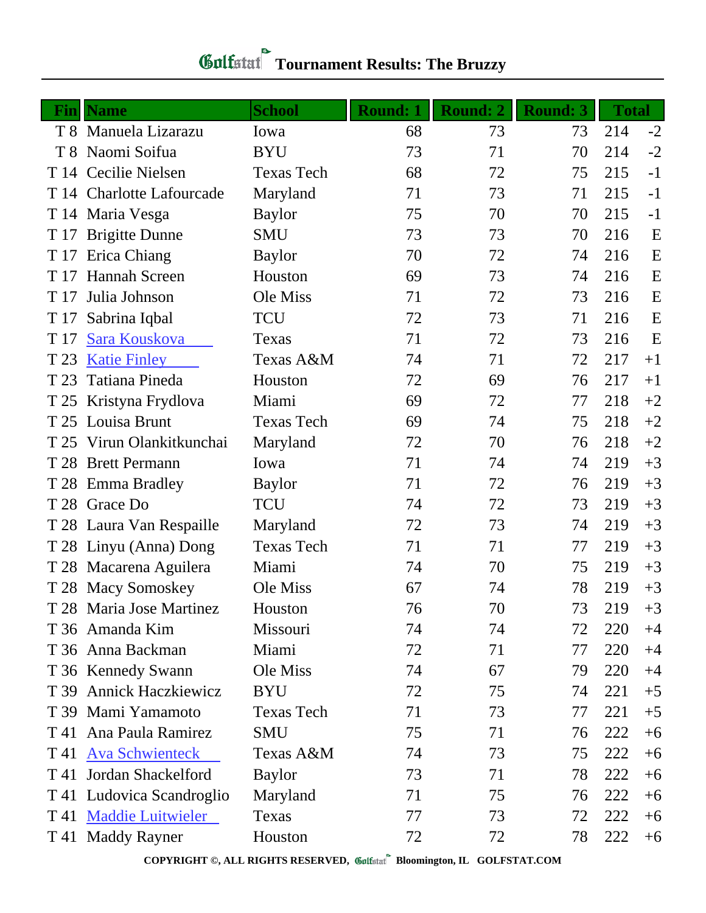# Golfstat Tournament Results: The Bruzzy

| Fin | Name | School | Round: 1 | Round: 2 | Round: 3 | Total | |
|---|---|---|---|---|---|---|---|
| T 8 | Manuela Lizarazu | Iowa | 68 | 73 | 73 | 214 | -2 |
| T 8 | Naomi Soifua | BYU | 73 | 71 | 70 | 214 | -2 |
| T 14 | Cecilie Nielsen | Texas Tech | 68 | 72 | 75 | 215 | -1 |
| T 14 | Charlotte Lafourcade | Maryland | 71 | 73 | 71 | 215 | -1 |
| T 14 | Maria Vesga | Baylor | 75 | 70 | 70 | 215 | -1 |
| T 17 | Brigitte Dunne | SMU | 73 | 73 | 70 | 216 | E |
| T 17 | Erica Chiang | Baylor | 70 | 72 | 74 | 216 | E |
| T 17 | Hannah Screen | Houston | 69 | 73 | 74 | 216 | E |
| T 17 | Julia Johnson | Ole Miss | 71 | 72 | 73 | 216 | E |
| T 17 | Sabrina Iqbal | TCU | 72 | 73 | 71 | 216 | E |
| T 17 | Sara Kouskova | Texas | 71 | 72 | 73 | 216 | E |
| T 23 | Katie Finley | Texas A&M | 74 | 71 | 72 | 217 | +1 |
| T 23 | Tatiana Pineda | Houston | 72 | 69 | 76 | 217 | +1 |
| T 25 | Kristyna Frydlova | Miami | 69 | 72 | 77 | 218 | +2 |
| T 25 | Louisa Brunt | Texas Tech | 69 | 74 | 75 | 218 | +2 |
| T 25 | Virun Olankitkunchai | Maryland | 72 | 70 | 76 | 218 | +2 |
| T 28 | Brett Permann | Iowa | 71 | 74 | 74 | 219 | +3 |
| T 28 | Emma Bradley | Baylor | 71 | 72 | 76 | 219 | +3 |
| T 28 | Grace Do | TCU | 74 | 72 | 73 | 219 | +3 |
| T 28 | Laura Van Respaille | Maryland | 72 | 73 | 74 | 219 | +3 |
| T 28 | Linyu (Anna) Dong | Texas Tech | 71 | 71 | 77 | 219 | +3 |
| T 28 | Macarena Aguilera | Miami | 74 | 70 | 75 | 219 | +3 |
| T 28 | Macy Somoskey | Ole Miss | 67 | 74 | 78 | 219 | +3 |
| T 28 | Maria Jose Martinez | Houston | 76 | 70 | 73 | 219 | +3 |
| T 36 | Amanda Kim | Missouri | 74 | 74 | 72 | 220 | +4 |
| T 36 | Anna Backman | Miami | 72 | 71 | 77 | 220 | +4 |
| T 36 | Kennedy Swann | Ole Miss | 74 | 67 | 79 | 220 | +4 |
| T 39 | Annick Haczkiewicz | BYU | 72 | 75 | 74 | 221 | +5 |
| T 39 | Mami Yamamoto | Texas Tech | 71 | 73 | 77 | 221 | +5 |
| T 41 | Ana Paula Ramirez | SMU | 75 | 71 | 76 | 222 | +6 |
| T 41 | Ava Schwienteck | Texas A&M | 74 | 73 | 75 | 222 | +6 |
| T 41 | Jordan Shackelford | Baylor | 73 | 71 | 78 | 222 | +6 |
| T 41 | Ludovica Scandroglio | Maryland | 71 | 75 | 76 | 222 | +6 |
| T 41 | Maddie Luitwieler | Texas | 77 | 73 | 72 | 222 | +6 |
| T 41 | Maddy Rayner | Houston | 72 | 72 | 78 | 222 | +6 |

COPYRIGHT ©, ALL RIGHTS RESERVED, Golfstat Bloomington, IL GOLFSTAT.COM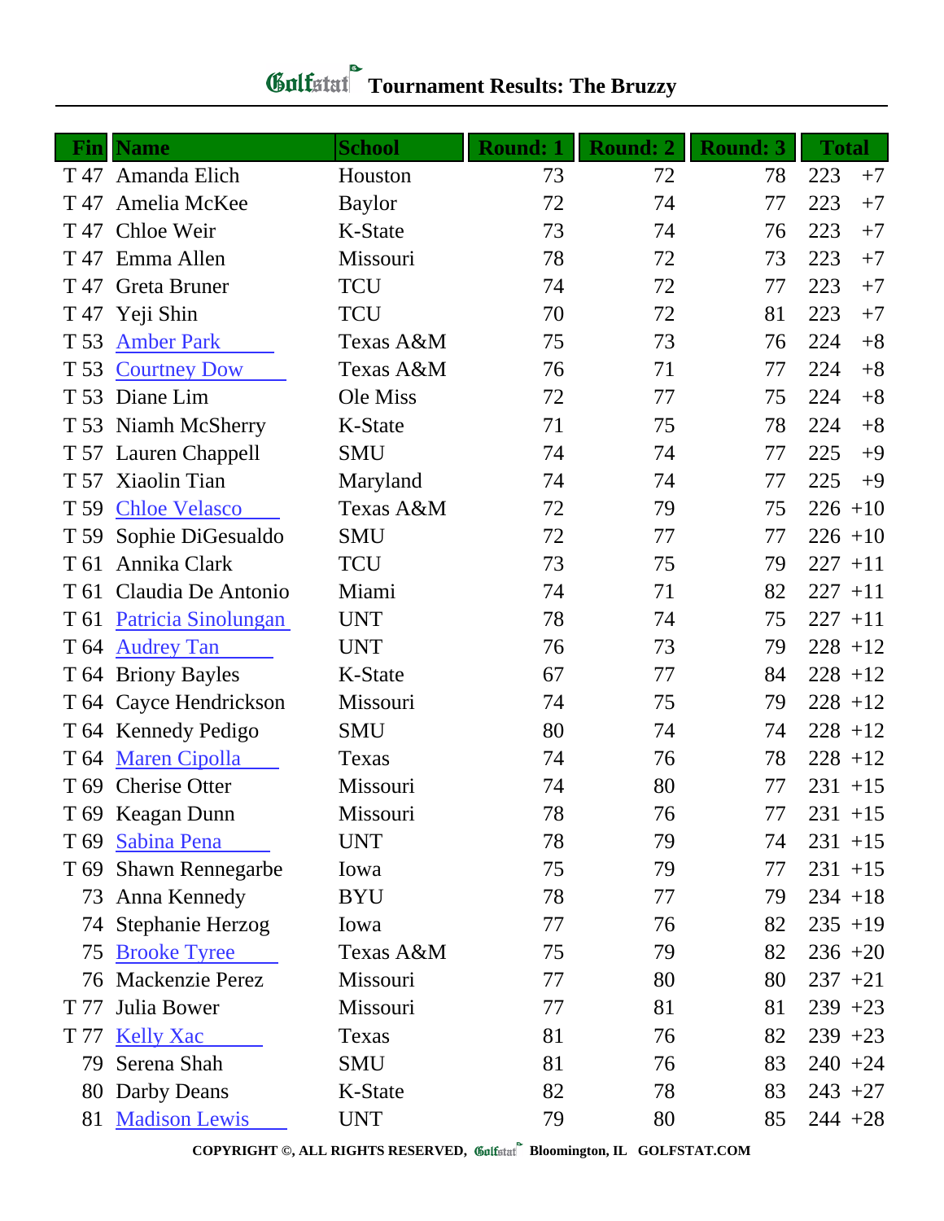# Tournament Results: The Bruzzy

| Fin | Name | School | Round: 1 | Round: 2 | Round: 3 | Total | |
|---|---|---|---|---|---|---|---|
| T 47 | Amanda Elich | Houston | 73 | 72 | 78 | 223 | +7 |
| T 47 | Amelia McKee | Baylor | 72 | 74 | 77 | 223 | +7 |
| T 47 | Chloe Weir | K-State | 73 | 74 | 76 | 223 | +7 |
| T 47 | Emma Allen | Missouri | 78 | 72 | 73 | 223 | +7 |
| T 47 | Greta Bruner | TCU | 74 | 72 | 77 | 223 | +7 |
| T 47 | Yeji Shin | TCU | 70 | 72 | 81 | 223 | +7 |
| T 53 | Amber Park | Texas A&M | 75 | 73 | 76 | 224 | +8 |
| T 53 | Courtney Dow | Texas A&M | 76 | 71 | 77 | 224 | +8 |
| T 53 | Diane Lim | Ole Miss | 72 | 77 | 75 | 224 | +8 |
| T 53 | Niamh McSherry | K-State | 71 | 75 | 78 | 224 | +8 |
| T 57 | Lauren Chappell | SMU | 74 | 74 | 77 | 225 | +9 |
| T 57 | Xiaolin Tian | Maryland | 74 | 74 | 77 | 225 | +9 |
| T 59 | Chloe Velasco | Texas A&M | 72 | 79 | 75 | 226 | +10 |
| T 59 | Sophie DiGesualdo | SMU | 72 | 77 | 77 | 226 | +10 |
| T 61 | Annika Clark | TCU | 73 | 75 | 79 | 227 | +11 |
| T 61 | Claudia De Antonio | Miami | 74 | 71 | 82 | 227 | +11 |
| T 61 | Patricia Sinolungan | UNT | 78 | 74 | 75 | 227 | +11 |
| T 64 | Audrey Tan | UNT | 76 | 73 | 79 | 228 | +12 |
| T 64 | Briony Bayles | K-State | 67 | 77 | 84 | 228 | +12 |
| T 64 | Cayce Hendrickson | Missouri | 74 | 75 | 79 | 228 | +12 |
| T 64 | Kennedy Pedigo | SMU | 80 | 74 | 74 | 228 | +12 |
| T 64 | Maren Cipolla | Texas | 74 | 76 | 78 | 228 | +12 |
| T 69 | Cherise Otter | Missouri | 74 | 80 | 77 | 231 | +15 |
| T 69 | Keagan Dunn | Missouri | 78 | 76 | 77 | 231 | +15 |
| T 69 | Sabina Pena | UNT | 78 | 79 | 74 | 231 | +15 |
| T 69 | Shawn Rennegarbe | Iowa | 75 | 79 | 77 | 231 | +15 |
| 73 | Anna Kennedy | BYU | 78 | 77 | 79 | 234 | +18 |
| 74 | Stephanie Herzog | Iowa | 77 | 76 | 82 | 235 | +19 |
| 75 | Brooke Tyree | Texas A&M | 75 | 79 | 82 | 236 | +20 |
| 76 | Mackenzie Perez | Missouri | 77 | 80 | 80 | 237 | +21 |
| T 77 | Julia Bower | Missouri | 77 | 81 | 81 | 239 | +23 |
| T 77 | Kelly Xac | Texas | 81 | 76 | 82 | 239 | +23 |
| 79 | Serena Shah | SMU | 81 | 76 | 83 | 240 | +24 |
| 80 | Darby Deans | K-State | 82 | 78 | 83 | 243 | +27 |
| 81 | Madison Lewis | UNT | 79 | 80 | 85 | 244 | +28 |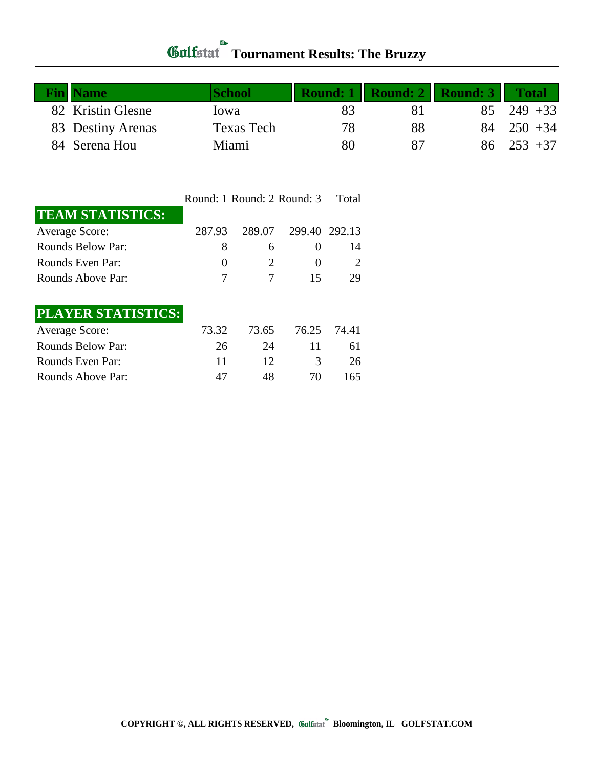# Golfstat Tournament Results: The Bruzzy

| Fin | Name | School | Round: 1 | Round: 2 | Round: 3 | Total | |
|---|---|---|---|---|---|---|---|
| 82 | Kristin Glesne | Iowa | 83 | 81 | 85 | 249 | +33 |
| 83 | Destiny Arenas | Texas Tech | 78 | 88 | 84 | 250 | +34 |
| 84 | Serena Hou | Miami | 80 | 87 | 86 | 253 | +37 |

| TEAM STATISTICS: | Round: 1 | Round: 2 | Round: 3 | Total |
|---|---|---|---|---|
| Average Score: | 287.93 | 289.07 | 299.40 | 292.13 |
| Rounds Below Par: | 8 | 6 | 0 | 14 |
| Rounds Even Par: | 0 | 2 | 0 | 2 |
| Rounds Above Par: | 7 | 7 | 15 | 29 |

| PLAYER STATISTICS: | Round: 1 | Round: 2 | Round: 3 | Total |
|---|---|---|---|---|
| Average Score: | 73.32 | 73.65 | 76.25 | 74.41 |
| Rounds Below Par: | 26 | 24 | 11 | 61 |
| Rounds Even Par: | 11 | 12 | 3 | 26 |
| Rounds Above Par: | 47 | 48 | 70 | 165 |

**COPYRIGHT ©, ALL RIGHTS RESERVED, Golfstat Bloomington, IL GOLFSTAT.COM**